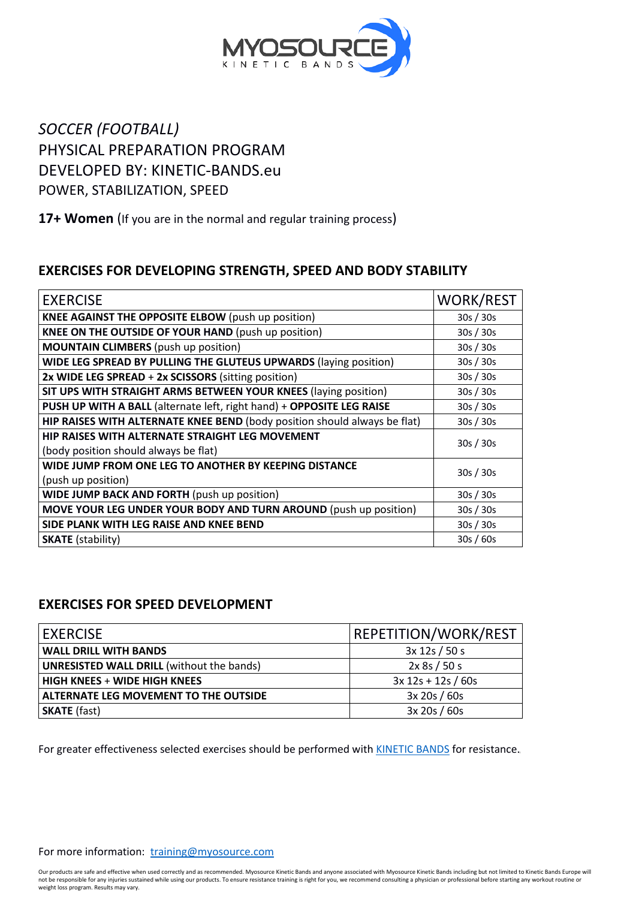*SOCCER (FOOTBALL)*

PHYSICAL PREPARATION PROGRAM

DEVELOPED BY: KINETIC-BANDS.eu

POWER, STABILIZATION, SPEED

**17+ Women** (If you are in the normal and regular training process)

## EXERCISES FOR DEVELOPING STRENGTH, SPEED AND BODY STABILITY

| EXERCISE | WORK/REST |
|---|---|
| **KNEE AGAINST THE OPPOSITE ELBOW** (push up position) | 30s / 30s |
| **KNEE ON THE OUTSIDE OF YOUR HAND** (push up position) | 30s / 30s |
| **MOUNTAIN CLIMBERS** (push up position) | 30s / 30s |
| **WIDE LEG SPREAD BY PULLING THE GLUTEUS UPWARDS** (laying position) | 30s / 30s |
| **2x WIDE LEG SPREAD** + **2x SCISSORS** (sitting position) | 30s / 30s |
| **SIT UPS WITH STRAIGHT ARMS BETWEEN YOUR KNEES** (laying position) | 30s / 30s |
| **PUSH UP WITH A BALL** (alternate left, right hand) + **OPPOSITE LEG RAISE** | 30s / 30s |
| **HIP RAISES WITH ALTERNATE KNEE BEND** (body position should always be flat) | 30s / 30s |
| **HIP RAISES WITH ALTERNATE STRAIGHT LEG MOVEMENT** (body position should always be flat) | 30s / 30s |
| **WIDE JUMP FROM ONE LEG TO ANOTHER BY KEEPING DISTANCE** (push up position) | 30s / 30s |
| **WIDE JUMP BACK AND FORTH** (push up position) | 30s / 30s |
| **MOVE YOUR LEG UNDER YOUR BODY AND TURN AROUND** (push up position) | 30s / 30s |
| **SIDE PLANK WITH LEG RAISE AND KNEE BEND** | 30s / 30s |
| **SKATE** (stability) | 30s / 60s |

## EXERCISES FOR SPEED DEVELOPMENT

| EXERCISE | REPETITION/WORK/REST |
|---|---|
| **WALL DRILL WITH BANDS** | 3x 12s / 50 s |
| **UNRESISTED WALL DRILL** (without the bands) | 2x 8s / 50 s |
| **HIGH KNEES** + **WIDE HIGH KNEES** | 3x 12s + 12s / 60s |
| **ALTERNATE LEG MOVEMENT TO THE OUTSIDE** | 3x 20s / 60s |
| **SKATE** (fast) | 3x 20s / 60s |

For greater effectiveness selected exercises should be performed with KINETIC BANDS for resistance.

For more information: training@myosource.com

Our products are safe and effective when used correctly and as recommended. Myosource Kinetic Bands and anyone associated with Myosource Kinetic Bands including but not limited to Kinetic Bands Europe will not be responsible for any injuries sustained while using our products. To ensure resistance training is right for you, we recommend consulting a physician or professional before starting any workout routine or weight loss program. Results may vary.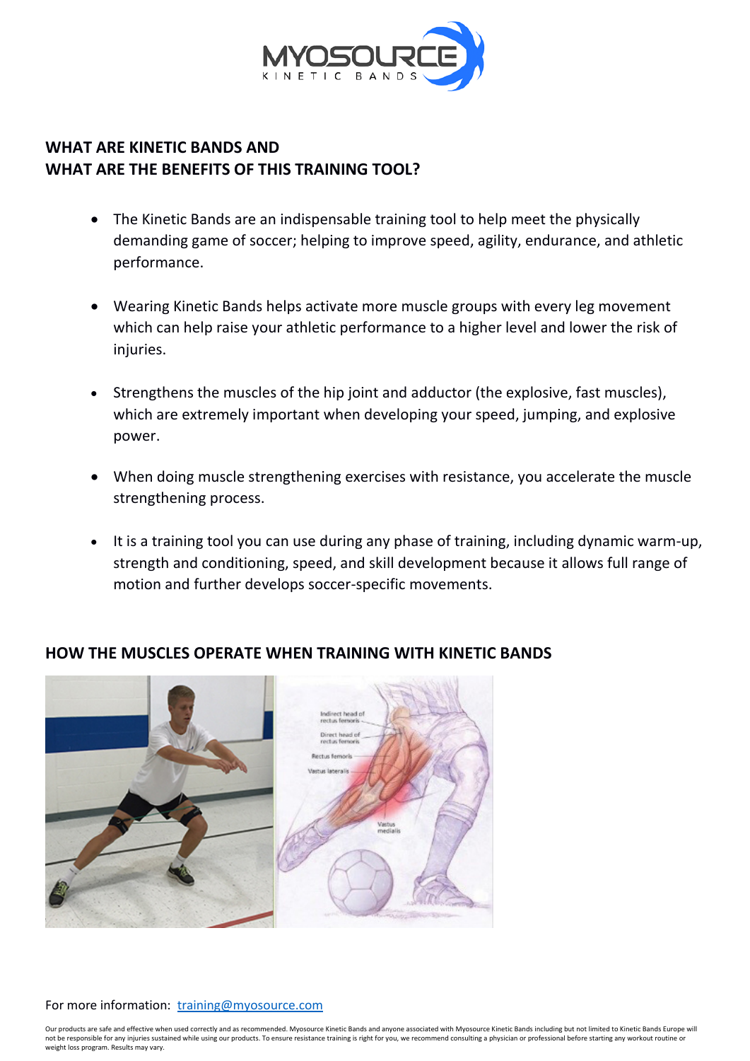## WHAT ARE KINETIC BANDS AND WHAT ARE THE BENEFITS OF THIS TRAINING TOOL?

- The Kinetic Bands are an indispensable training tool to help meet the physically demanding game of soccer; helping to improve speed, agility, endurance, and athletic performance.
- Wearing Kinetic Bands helps activate more muscle groups with every leg movement which can help raise your athletic performance to a higher level and lower the risk of injuries.
- Strengthens the muscles of the hip joint and adductor (the explosive, fast muscles), which are extremely important when developing your speed, jumping, and explosive power.
- When doing muscle strengthening exercises with resistance, you accelerate the muscle strengthening process.
- It is a training tool you can use during any phase of training, including dynamic warm-up, strength and conditioning, speed, and skill development because it allows full range of motion and further develops soccer-specific movements.

## HOW THE MUSCLES OPERATE WHEN TRAINING WITH KINETIC BANDS

For more information: [training@myosource.com](mailto:training@myosource.com)

Our products are safe and effective when used correctly and as recommended. Myosource Kinetic Bands and anyone associated with Myosource Kinetic Bands including but not limited to Kinetic Bands Europe will not be responsible for any injuries sustained while using our products. To ensure resistance training is right for you, we recommend consulting a physician or professional before starting any workout routine or weight loss program. Results may vary.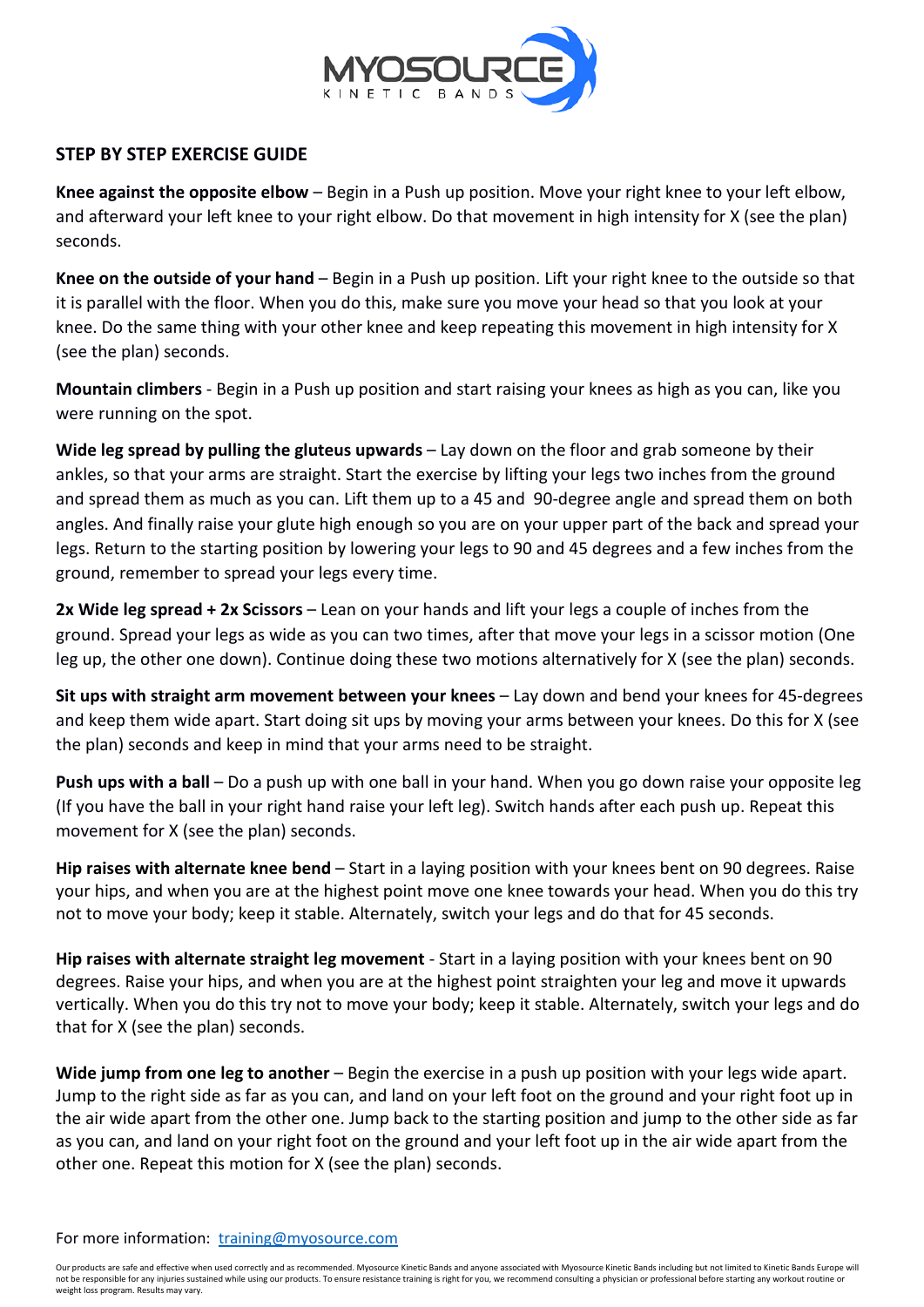## STEP BY STEP EXERCISE GUIDE

**Knee against the opposite elbow** – Begin in a Push up position. Move your right knee to your left elbow, and afterward your left knee to your right elbow. Do that movement in high intensity for X (see the plan) seconds.

**Knee on the outside of your hand** – Begin in a Push up position. Lift your right knee to the outside so that it is parallel with the floor. When you do this, make sure you move your head so that you look at your knee. Do the same thing with your other knee and keep repeating this movement in high intensity for X (see the plan) seconds.

**Mountain climbers** - Begin in a Push up position and start raising your knees as high as you can, like you were running on the spot.

**Wide leg spread by pulling the gluteus upwards** – Lay down on the floor and grab someone by their ankles, so that your arms are straight. Start the exercise by lifting your legs two inches from the ground and spread them as much as you can. Lift them up to a 45 and 90-degree angle and spread them on both angles. And finally raise your glute high enough so you are on your upper part of the back and spread your legs. Return to the starting position by lowering your legs to 90 and 45 degrees and a few inches from the ground, remember to spread your legs every time.

**2x Wide leg spread + 2x Scissors** – Lean on your hands and lift your legs a couple of inches from the ground. Spread your legs as wide as you can two times, after that move your legs in a scissor motion (One leg up, the other one down). Continue doing these two motions alternatively for X (see the plan) seconds.

**Sit ups with straight arm movement between your knees** – Lay down and bend your knees for 45-degrees and keep them wide apart. Start doing sit ups by moving your arms between your knees. Do this for X (see the plan) seconds and keep in mind that your arms need to be straight.

**Push ups with a ball** – Do a push up with one ball in your hand. When you go down raise your opposite leg (If you have the ball in your right hand raise your left leg). Switch hands after each push up. Repeat this movement for X (see the plan) seconds.

**Hip raises with alternate knee bend** – Start in a laying position with your knees bent on 90 degrees. Raise your hips, and when you are at the highest point move one knee towards your head. When you do this try not to move your body; keep it stable. Alternately, switch your legs and do that for 45 seconds.

**Hip raises with alternate straight leg movement** - Start in a laying position with your knees bent on 90 degrees. Raise your hips, and when you are at the highest point straighten your leg and move it upwards vertically. When you do this try not to move your body; keep it stable. Alternately, switch your legs and do that for X (see the plan) seconds.

**Wide jump from one leg to another** – Begin the exercise in a push up position with your legs wide apart. Jump to the right side as far as you can, and land on your left foot on the ground and your right foot up in the air wide apart from the other one. Jump back to the starting position and jump to the other side as far as you can, and land on your right foot on the ground and your left foot up in the air wide apart from the other one. Repeat this motion for X (see the plan) seconds.

For more information: training@myosource.com

Our products are safe and effective when used correctly and as recommended. Myosource Kinetic Bands and anyone associated with Myosource Kinetic Bands including but not limited to Kinetic Bands Europe will not be responsible for any injuries sustained while using our products. To ensure resistance training is right for you, we recommend consulting a physician or professional before starting any workout routine or weight loss program. Results may vary.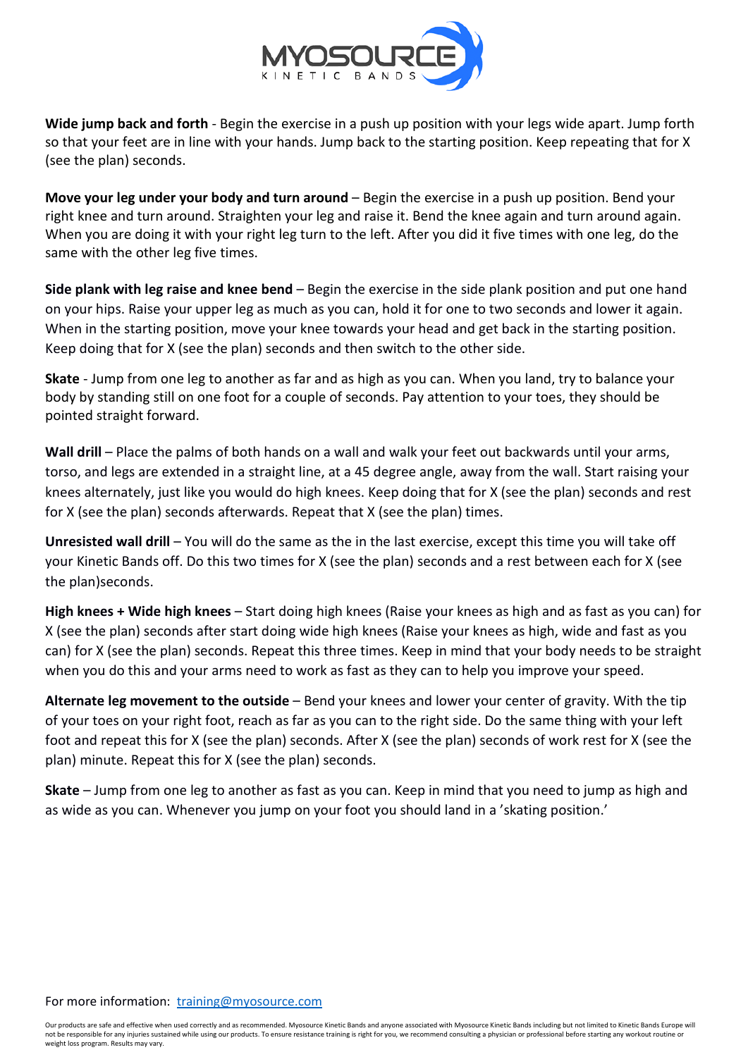**Wide jump back and forth** - Begin the exercise in a push up position with your legs wide apart. Jump forth so that your feet are in line with your hands. Jump back to the starting position. Keep repeating that for X (see the plan) seconds.

**Move your leg under your body and turn around** – Begin the exercise in a push up position. Bend your right knee and turn around. Straighten your leg and raise it. Bend the knee again and turn around again. When you are doing it with your right leg turn to the left. After you did it five times with one leg, do the same with the other leg five times.

**Side plank with leg raise and knee bend** – Begin the exercise in the side plank position and put one hand on your hips. Raise your upper leg as much as you can, hold it for one to two seconds and lower it again. When in the starting position, move your knee towards your head and get back in the starting position. Keep doing that for X (see the plan) seconds and then switch to the other side.

**Skate** - Jump from one leg to another as far and as high as you can. When you land, try to balance your body by standing still on one foot for a couple of seconds. Pay attention to your toes, they should be pointed straight forward.

**Wall drill** – Place the palms of both hands on a wall and walk your feet out backwards until your arms, torso, and legs are extended in a straight line, at a 45 degree angle, away from the wall. Start raising your knees alternately, just like you would do high knees. Keep doing that for X (see the plan) seconds and rest for X (see the plan) seconds afterwards. Repeat that X (see the plan) times.

**Unresisted wall drill** – You will do the same as the in the last exercise, except this time you will take off your Kinetic Bands off. Do this two times for X (see the plan) seconds and a rest between each for X (see the plan)seconds.

**High knees + Wide high knees** – Start doing high knees (Raise your knees as high and as fast as you can) for X (see the plan) seconds after start doing wide high knees (Raise your knees as high, wide and fast as you can) for X (see the plan) seconds. Repeat this three times. Keep in mind that your body needs to be straight when you do this and your arms need to work as fast as they can to help you improve your speed.

**Alternate leg movement to the outside** – Bend your knees and lower your center of gravity. With the tip of your toes on your right foot, reach as far as you can to the right side. Do the same thing with your left foot and repeat this for X (see the plan) seconds. After X (see the plan) seconds of work rest for X (see the plan) minute. Repeat this for X (see the plan) seconds.

**Skate** – Jump from one leg to another as fast as you can. Keep in mind that you need to jump as high and as wide as you can. Whenever you jump on your foot you should land in a 'skating position.'

For more information: training@myosource.com

Our products are safe and effective when used correctly and as recommended. Myosource Kinetic Bands and anyone associated with Myosource Kinetic Bands including but not limited to Kinetic Bands Europe will not be responsible for any injuries sustained while using our products. To ensure resistance training is right for you, we recommend consulting a physician or professional before starting any workout routine or weight loss program. Results may vary.